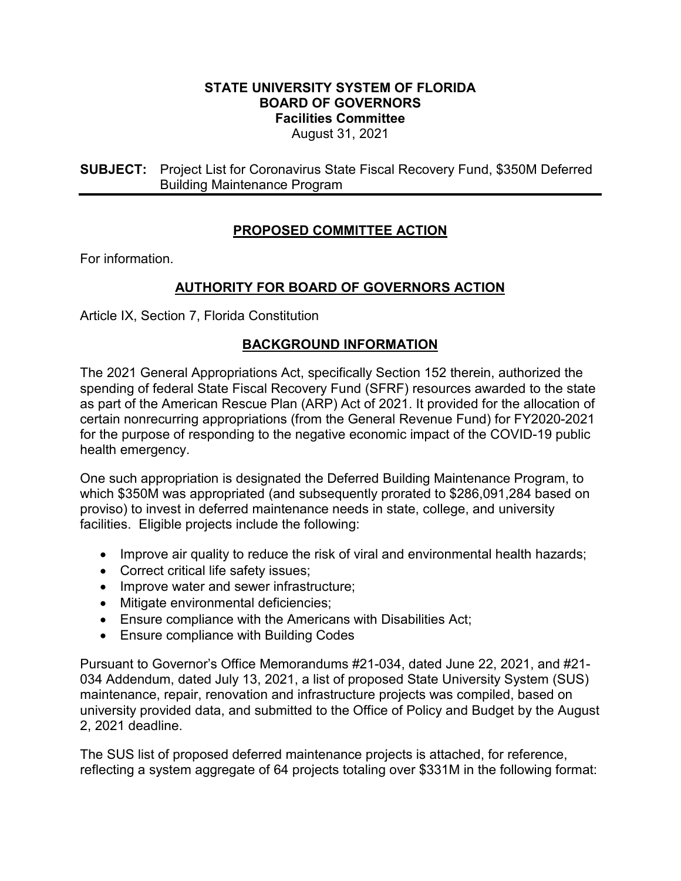**STATE UNIVERSITY SYSTEM OF FLORIDA**
**BOARD OF GOVERNORS**
**Facilities Committee**
August 31, 2021

**SUBJECT:** Project List for Coronavirus State Fiscal Recovery Fund, $350M Deferred Building Maintenance Program

---

## PROPOSED COMMITTEE ACTION

For information.

## AUTHORITY FOR BOARD OF GOVERNORS ACTION

Article IX, Section 7, Florida Constitution

## BACKGROUND INFORMATION

The 2021 General Appropriations Act, specifically Section 152 therein, authorized the spending of federal State Fiscal Recovery Fund (SFRF) resources awarded to the state as part of the American Rescue Plan (ARP) Act of 2021. It provided for the allocation of certain nonrecurring appropriations (from the General Revenue Fund) for FY2020-2021 for the purpose of responding to the negative economic impact of the COVID-19 public health emergency.

One such appropriation is designated the Deferred Building Maintenance Program, to which $350M was appropriated (and subsequently prorated to $286,091,284 based on proviso) to invest in deferred maintenance needs in state, college, and university facilities. Eligible projects include the following:

- Improve air quality to reduce the risk of viral and environmental health hazards;
- Correct critical life safety issues;
- Improve water and sewer infrastructure;
- Mitigate environmental deficiencies;
- Ensure compliance with the Americans with Disabilities Act;
- Ensure compliance with Building Codes

Pursuant to Governor's Office Memorandums #21-034, dated June 22, 2021, and #21-034 Addendum, dated July 13, 2021, a list of proposed State University System (SUS) maintenance, repair, renovation and infrastructure projects was compiled, based on university provided data, and submitted to the Office of Policy and Budget by the August 2, 2021 deadline.

The SUS list of proposed deferred maintenance projects is attached, for reference, reflecting a system aggregate of 64 projects totaling over $331M in the following format: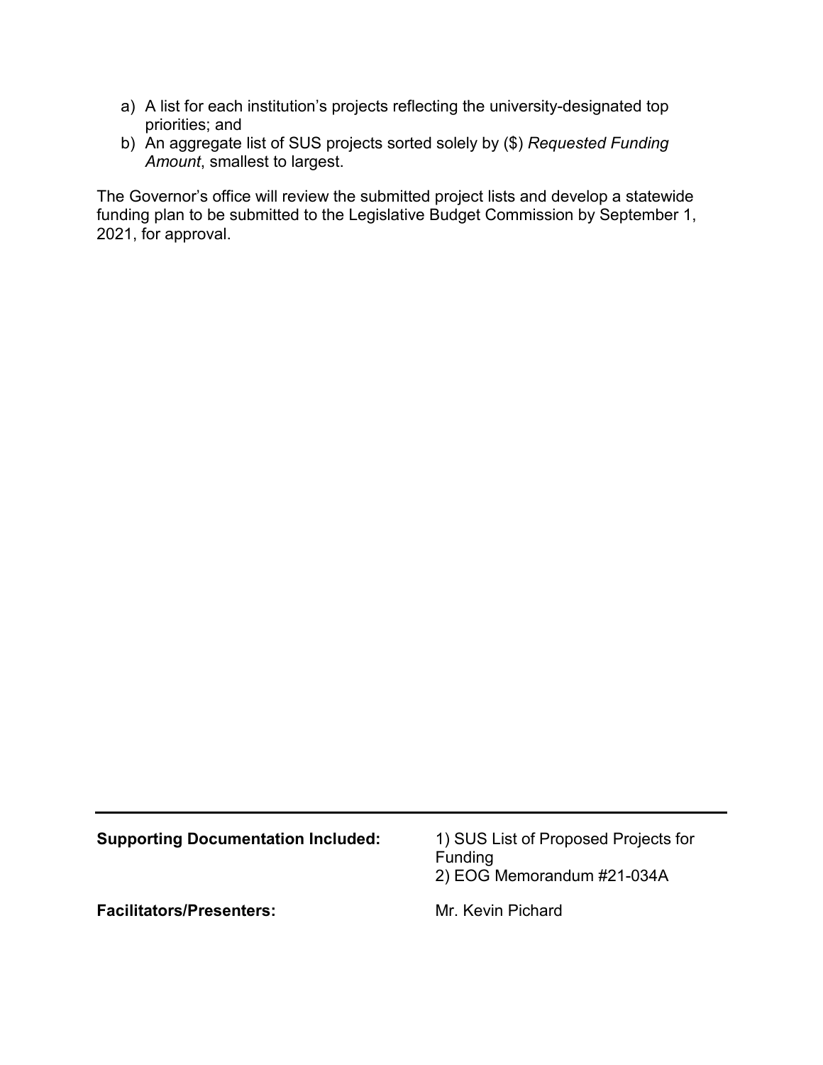a) A list for each institution's projects reflecting the university-designated top priorities; and
b) An aggregate list of SUS projects sorted solely by ($) *Requested Funding Amount*, smallest to largest.

The Governor's office will review the submitted project lists and develop a statewide funding plan to be submitted to the Legislative Budget Commission by September 1, 2021, for approval.

---

| | |
|---|---|
| **Supporting Documentation Included:** | 1) SUS List of Proposed Projects for Funding<br>2) EOG Memorandum #21-034A |
| **Facilitators/Presenters:** | Mr. Kevin Pichard |